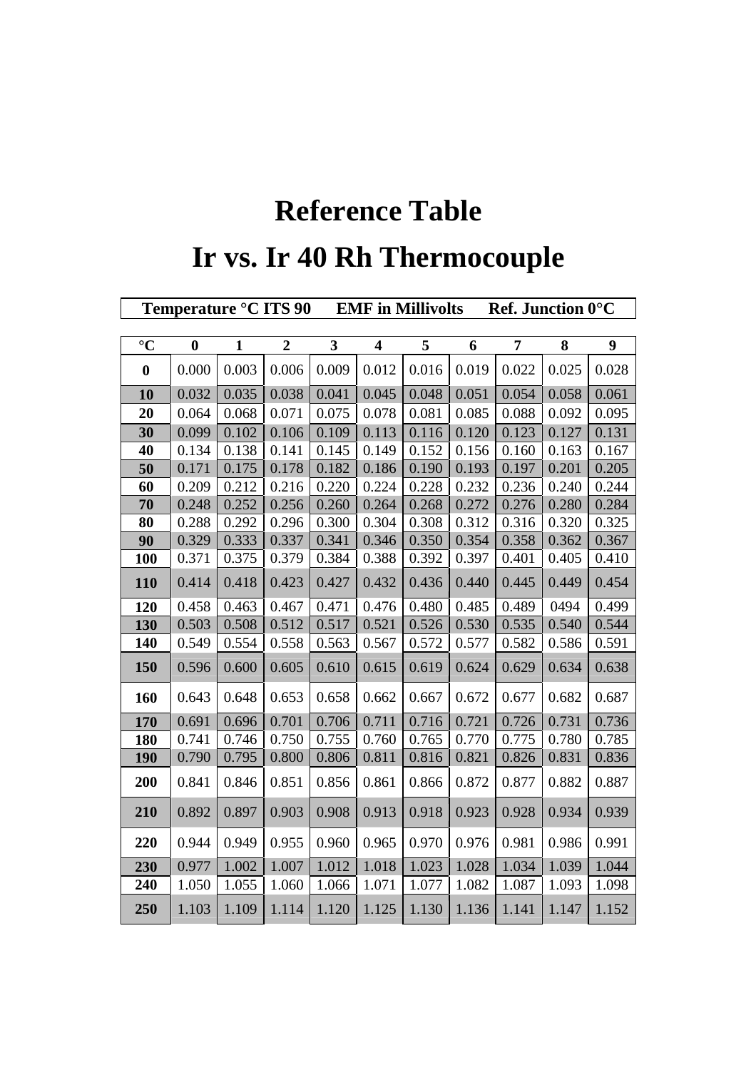# Reference Table

# Ir vs. Ir 40 Rh Thermocouple

**Temperature °C ITS 90 EMF in Millivolts Ref. Junction 0°C**

| °C | 0 | 1 | 2 | 3 | 4 | 5 | 6 | 7 | 8 | 9 |
|---|---|---|---|---|---|---|---|---|---|---|
| **0** | 0.000 | 0.003 | 0.006 | 0.009 | 0.012 | 0.016 | 0.019 | 0.022 | 0.025 | 0.028 |
| **10** | 0.032 | 0.035 | 0.038 | 0.041 | 0.045 | 0.048 | 0.051 | 0.054 | 0.058 | 0.061 |
| **20** | 0.064 | 0.068 | 0.071 | 0.075 | 0.078 | 0.081 | 0.085 | 0.088 | 0.092 | 0.095 |
| **30** | 0.099 | 0.102 | 0.106 | 0.109 | 0.113 | 0.116 | 0.120 | 0.123 | 0.127 | 0.131 |
| **40** | 0.134 | 0.138 | 0.141 | 0.145 | 0.149 | 0.152 | 0.156 | 0.160 | 0.163 | 0.167 |
| **50** | 0.171 | 0.175 | 0.178 | 0.182 | 0.186 | 0.190 | 0.193 | 0.197 | 0.201 | 0.205 |
| **60** | 0.209 | 0.212 | 0.216 | 0.220 | 0.224 | 0.228 | 0.232 | 0.236 | 0.240 | 0.244 |
| **70** | 0.248 | 0.252 | 0.256 | 0.260 | 0.264 | 0.268 | 0.272 | 0.276 | 0.280 | 0.284 |
| **80** | 0.288 | 0.292 | 0.296 | 0.300 | 0.304 | 0.308 | 0.312 | 0.316 | 0.320 | 0.325 |
| **90** | 0.329 | 0.333 | 0.337 | 0.341 | 0.346 | 0.350 | 0.354 | 0.358 | 0.362 | 0.367 |
| **100** | 0.371 | 0.375 | 0.379 | 0.384 | 0.388 | 0.392 | 0.397 | 0.401 | 0.405 | 0.410 |
| **110** | 0.414 | 0.418 | 0.423 | 0.427 | 0.432 | 0.436 | 0.440 | 0.445 | 0.449 | 0.454 |
| **120** | 0.458 | 0.463 | 0.467 | 0.471 | 0.476 | 0.480 | 0.485 | 0.489 | 0494 | 0.499 |
| **130** | 0.503 | 0.508 | 0.512 | 0.517 | 0.521 | 0.526 | 0.530 | 0.535 | 0.540 | 0.544 |
| **140** | 0.549 | 0.554 | 0.558 | 0.563 | 0.567 | 0.572 | 0.577 | 0.582 | 0.586 | 0.591 |
| **150** | 0.596 | 0.600 | 0.605 | 0.610 | 0.615 | 0.619 | 0.624 | 0.629 | 0.634 | 0.638 |
| **160** | 0.643 | 0.648 | 0.653 | 0.658 | 0.662 | 0.667 | 0.672 | 0.677 | 0.682 | 0.687 |
| **170** | 0.691 | 0.696 | 0.701 | 0.706 | 0.711 | 0.716 | 0.721 | 0.726 | 0.731 | 0.736 |
| **180** | 0.741 | 0.746 | 0.750 | 0.755 | 0.760 | 0.765 | 0.770 | 0.775 | 0.780 | 0.785 |
| **190** | 0.790 | 0.795 | 0.800 | 0.806 | 0.811 | 0.816 | 0.821 | 0.826 | 0.831 | 0.836 |
| **200** | 0.841 | 0.846 | 0.851 | 0.856 | 0.861 | 0.866 | 0.872 | 0.877 | 0.882 | 0.887 |
| **210** | 0.892 | 0.897 | 0.903 | 0.908 | 0.913 | 0.918 | 0.923 | 0.928 | 0.934 | 0.939 |
| **220** | 0.944 | 0.949 | 0.955 | 0.960 | 0.965 | 0.970 | 0.976 | 0.981 | 0.986 | 0.991 |
| **230** | 0.977 | 1.002 | 1.007 | 1.012 | 1.018 | 1.023 | 1.028 | 1.034 | 1.039 | 1.044 |
| **240** | 1.050 | 1.055 | 1.060 | 1.066 | 1.071 | 1.077 | 1.082 | 1.087 | 1.093 | 1.098 |
| **250** | 1.103 | 1.109 | 1.114 | 1.120 | 1.125 | 1.130 | 1.136 | 1.141 | 1.147 | 1.152 |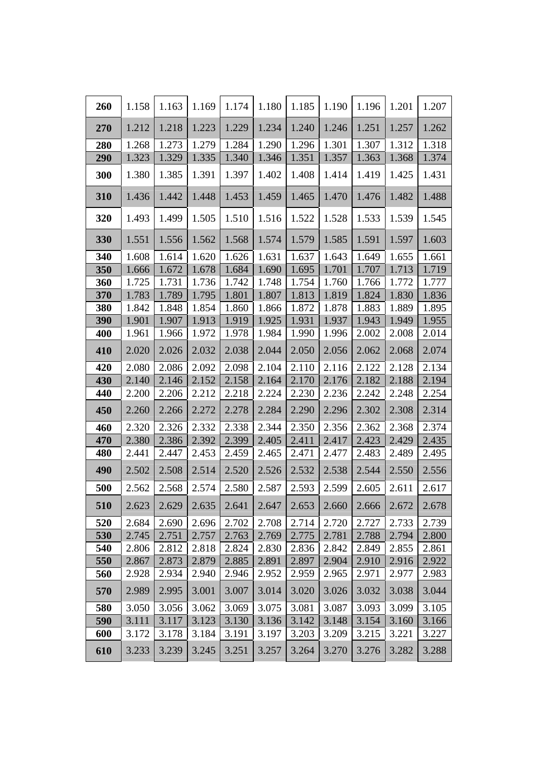| 260 | 1.158 | 1.163 | 1.169 | 1.174 | 1.180 | 1.185 | 1.190 | 1.196 | 1.201 | 1.207 |
|---|---|---|---|---|---|---|---|---|---|---|
| 270 | 1.212 | 1.218 | 1.223 | 1.229 | 1.234 | 1.240 | 1.246 | 1.251 | 1.257 | 1.262 |
| 280 | 1.268 | 1.273 | 1.279 | 1.284 | 1.290 | 1.296 | 1.301 | 1.307 | 1.312 | 1.318 |
| 290 | 1.323 | 1.329 | 1.335 | 1.340 | 1.346 | 1.351 | 1.357 | 1.363 | 1.368 | 1.374 |
| 300 | 1.380 | 1.385 | 1.391 | 1.397 | 1.402 | 1.408 | 1.414 | 1.419 | 1.425 | 1.431 |
| 310 | 1.436 | 1.442 | 1.448 | 1.453 | 1.459 | 1.465 | 1.470 | 1.476 | 1.482 | 1.488 |
| 320 | 1.493 | 1.499 | 1.505 | 1.510 | 1.516 | 1.522 | 1.528 | 1.533 | 1.539 | 1.545 |
| 330 | 1.551 | 1.556 | 1.562 | 1.568 | 1.574 | 1.579 | 1.585 | 1.591 | 1.597 | 1.603 |
| 340 | 1.608 | 1.614 | 1.620 | 1.626 | 1.631 | 1.637 | 1.643 | 1.649 | 1.655 | 1.661 |
| 350 | 1.666 | 1.672 | 1.678 | 1.684 | 1.690 | 1.695 | 1.701 | 1.707 | 1.713 | 1.719 |
| 360 | 1.725 | 1.731 | 1.736 | 1.742 | 1.748 | 1.754 | 1.760 | 1.766 | 1.772 | 1.777 |
| 370 | 1.783 | 1.789 | 1.795 | 1.801 | 1.807 | 1.813 | 1.819 | 1.824 | 1.830 | 1.836 |
| 380 | 1.842 | 1.848 | 1.854 | 1.860 | 1.866 | 1.872 | 1.878 | 1.883 | 1.889 | 1.895 |
| 390 | 1.901 | 1.907 | 1.913 | 1.919 | 1.925 | 1.931 | 1.937 | 1.943 | 1.949 | 1.955 |
| 400 | 1.961 | 1.966 | 1.972 | 1.978 | 1.984 | 1.990 | 1.996 | 2.002 | 2.008 | 2.014 |
| 410 | 2.020 | 2.026 | 2.032 | 2.038 | 2.044 | 2.050 | 2.056 | 2.062 | 2.068 | 2.074 |
| 420 | 2.080 | 2.086 | 2.092 | 2.098 | 2.104 | 2.110 | 2.116 | 2.122 | 2.128 | 2.134 |
| 430 | 2.140 | 2.146 | 2.152 | 2.158 | 2.164 | 2.170 | 2.176 | 2.182 | 2.188 | 2.194 |
| 440 | 2.200 | 2.206 | 2.212 | 2.218 | 2.224 | 2.230 | 2.236 | 2.242 | 2.248 | 2.254 |
| 450 | 2.260 | 2.266 | 2.272 | 2.278 | 2.284 | 2.290 | 2.296 | 2.302 | 2.308 | 2.314 |
| 460 | 2.320 | 2.326 | 2.332 | 2.338 | 2.344 | 2.350 | 2.356 | 2.362 | 2.368 | 2.374 |
| 470 | 2.380 | 2.386 | 2.392 | 2.399 | 2.405 | 2.411 | 2.417 | 2.423 | 2.429 | 2.435 |
| 480 | 2.441 | 2.447 | 2.453 | 2.459 | 2.465 | 2.471 | 2.477 | 2.483 | 2.489 | 2.495 |
| 490 | 2.502 | 2.508 | 2.514 | 2.520 | 2.526 | 2.532 | 2.538 | 2.544 | 2.550 | 2.556 |
| 500 | 2.562 | 2.568 | 2.574 | 2.580 | 2.587 | 2.593 | 2.599 | 2.605 | 2.611 | 2.617 |
| 510 | 2.623 | 2.629 | 2.635 | 2.641 | 2.647 | 2.653 | 2.660 | 2.666 | 2.672 | 2.678 |
| 520 | 2.684 | 2.690 | 2.696 | 2.702 | 2.708 | 2.714 | 2.720 | 2.727 | 2.733 | 2.739 |
| 530 | 2.745 | 2.751 | 2.757 | 2.763 | 2.769 | 2.775 | 2.781 | 2.788 | 2.794 | 2.800 |
| 540 | 2.806 | 2.812 | 2.818 | 2.824 | 2.830 | 2.836 | 2.842 | 2.849 | 2.855 | 2.861 |
| 550 | 2.867 | 2.873 | 2.879 | 2.885 | 2.891 | 2.897 | 2.904 | 2.910 | 2.916 | 2.922 |
| 560 | 2.928 | 2.934 | 2.940 | 2.946 | 2.952 | 2.959 | 2.965 | 2.971 | 2.977 | 2.983 |
| 570 | 2.989 | 2.995 | 3.001 | 3.007 | 3.014 | 3.020 | 3.026 | 3.032 | 3.038 | 3.044 |
| 580 | 3.050 | 3.056 | 3.062 | 3.069 | 3.075 | 3.081 | 3.087 | 3.093 | 3.099 | 3.105 |
| 590 | 3.111 | 3.117 | 3.123 | 3.130 | 3.136 | 3.142 | 3.148 | 3.154 | 3.160 | 3.166 |
| 600 | 3.172 | 3.178 | 3.184 | 3.191 | 3.197 | 3.203 | 3.209 | 3.215 | 3.221 | 3.227 |
| 610 | 3.233 | 3.239 | 3.245 | 3.251 | 3.257 | 3.264 | 3.270 | 3.276 | 3.282 | 3.288 |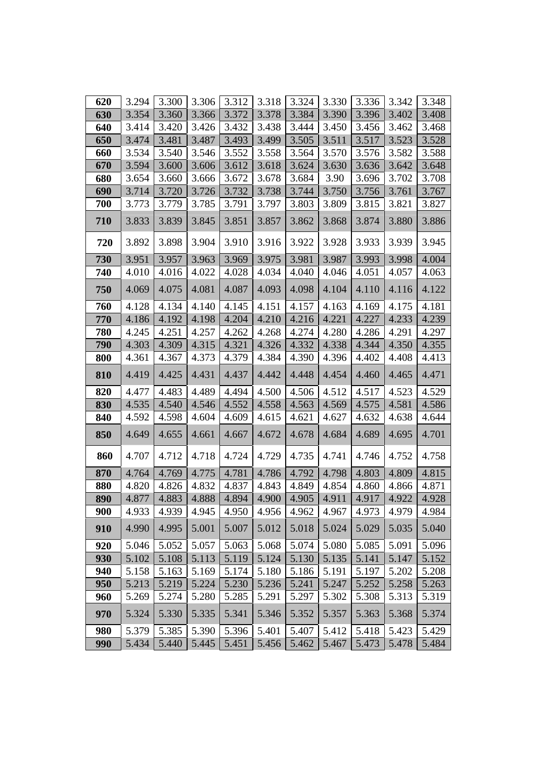| 620 | 3.294 | 3.300 | 3.306 | 3.312 | 3.318 | 3.324 | 3.330 | 3.336 | 3.342 | 3.348 |
|---|---|---|---|---|---|---|---|---|---|---|
| 630 | 3.354 | 3.360 | 3.366 | 3.372 | 3.378 | 3.384 | 3.390 | 3.396 | 3.402 | 3.408 |
| 640 | 3.414 | 3.420 | 3.426 | 3.432 | 3.438 | 3.444 | 3.450 | 3.456 | 3.462 | 3.468 |
| 650 | 3.474 | 3.481 | 3.487 | 3.493 | 3.499 | 3.505 | 3.511 | 3.517 | 3.523 | 3.528 |
| 660 | 3.534 | 3.540 | 3.546 | 3.552 | 3.558 | 3.564 | 3.570 | 3.576 | 3.582 | 3.588 |
| 670 | 3.594 | 3.600 | 3.606 | 3.612 | 3.618 | 3.624 | 3.630 | 3.636 | 3.642 | 3.648 |
| 680 | 3.654 | 3.660 | 3.666 | 3.672 | 3.678 | 3.684 | 3.90 | 3.696 | 3.702 | 3.708 |
| 690 | 3.714 | 3.720 | 3.726 | 3.732 | 3.738 | 3.744 | 3.750 | 3.756 | 3.761 | 3.767 |
| 700 | 3.773 | 3.779 | 3.785 | 3.791 | 3.797 | 3.803 | 3.809 | 3.815 | 3.821 | 3.827 |
| 710 | 3.833 | 3.839 | 3.845 | 3.851 | 3.857 | 3.862 | 3.868 | 3.874 | 3.880 | 3.886 |
| 720 | 3.892 | 3.898 | 3.904 | 3.910 | 3.916 | 3.922 | 3.928 | 3.933 | 3.939 | 3.945 |
| 730 | 3.951 | 3.957 | 3.963 | 3.969 | 3.975 | 3.981 | 3.987 | 3.993 | 3.998 | 4.004 |
| 740 | 4.010 | 4.016 | 4.022 | 4.028 | 4.034 | 4.040 | 4.046 | 4.051 | 4.057 | 4.063 |
| 750 | 4.069 | 4.075 | 4.081 | 4.087 | 4.093 | 4.098 | 4.104 | 4.110 | 4.116 | 4.122 |
| 760 | 4.128 | 4.134 | 4.140 | 4.145 | 4.151 | 4.157 | 4.163 | 4.169 | 4.175 | 4.181 |
| 770 | 4.186 | 4.192 | 4.198 | 4.204 | 4.210 | 4.216 | 4.221 | 4.227 | 4.233 | 4.239 |
| 780 | 4.245 | 4.251 | 4.257 | 4.262 | 4.268 | 4.274 | 4.280 | 4.286 | 4.291 | 4.297 |
| 790 | 4.303 | 4.309 | 4.315 | 4.321 | 4.326 | 4.332 | 4.338 | 4.344 | 4.350 | 4.355 |
| 800 | 4.361 | 4.367 | 4.373 | 4.379 | 4.384 | 4.390 | 4.396 | 4.402 | 4.408 | 4.413 |
| 810 | 4.419 | 4.425 | 4.431 | 4.437 | 4.442 | 4.448 | 4.454 | 4.460 | 4.465 | 4.471 |
| 820 | 4.477 | 4.483 | 4.489 | 4.494 | 4.500 | 4.506 | 4.512 | 4.517 | 4.523 | 4.529 |
| 830 | 4.535 | 4.540 | 4.546 | 4.552 | 4.558 | 4.563 | 4.569 | 4.575 | 4.581 | 4.586 |
| 840 | 4.592 | 4.598 | 4.604 | 4.609 | 4.615 | 4.621 | 4.627 | 4.632 | 4.638 | 4.644 |
| 850 | 4.649 | 4.655 | 4.661 | 4.667 | 4.672 | 4.678 | 4.684 | 4.689 | 4.695 | 4.701 |
| 860 | 4.707 | 4.712 | 4.718 | 4.724 | 4.729 | 4.735 | 4.741 | 4.746 | 4.752 | 4.758 |
| 870 | 4.764 | 4.769 | 4.775 | 4.781 | 4.786 | 4.792 | 4.798 | 4.803 | 4.809 | 4.815 |
| 880 | 4.820 | 4.826 | 4.832 | 4.837 | 4.843 | 4.849 | 4.854 | 4.860 | 4.866 | 4.871 |
| 890 | 4.877 | 4.883 | 4.888 | 4.894 | 4.900 | 4.905 | 4.911 | 4.917 | 4.922 | 4.928 |
| 900 | 4.933 | 4.939 | 4.945 | 4.950 | 4.956 | 4.962 | 4.967 | 4.973 | 4.979 | 4.984 |
| 910 | 4.990 | 4.995 | 5.001 | 5.007 | 5.012 | 5.018 | 5.024 | 5.029 | 5.035 | 5.040 |
| 920 | 5.046 | 5.052 | 5.057 | 5.063 | 5.068 | 5.074 | 5.080 | 5.085 | 5.091 | 5.096 |
| 930 | 5.102 | 5.108 | 5.113 | 5.119 | 5.124 | 5.130 | 5.135 | 5.141 | 5.147 | 5.152 |
| 940 | 5.158 | 5.163 | 5.169 | 5.174 | 5.180 | 5.186 | 5.191 | 5.197 | 5.202 | 5.208 |
| 950 | 5.213 | 5.219 | 5.224 | 5.230 | 5.236 | 5.241 | 5.247 | 5.252 | 5.258 | 5.263 |
| 960 | 5.269 | 5.274 | 5.280 | 5.285 | 5.291 | 5.297 | 5.302 | 5.308 | 5.313 | 5.319 |
| 970 | 5.324 | 5.330 | 5.335 | 5.341 | 5.346 | 5.352 | 5.357 | 5.363 | 5.368 | 5.374 |
| 980 | 5.379 | 5.385 | 5.390 | 5.396 | 5.401 | 5.407 | 5.412 | 5.418 | 5.423 | 5.429 |
| 990 | 5.434 | 5.440 | 5.445 | 5.451 | 5.456 | 5.462 | 5.467 | 5.473 | 5.478 | 5.484 |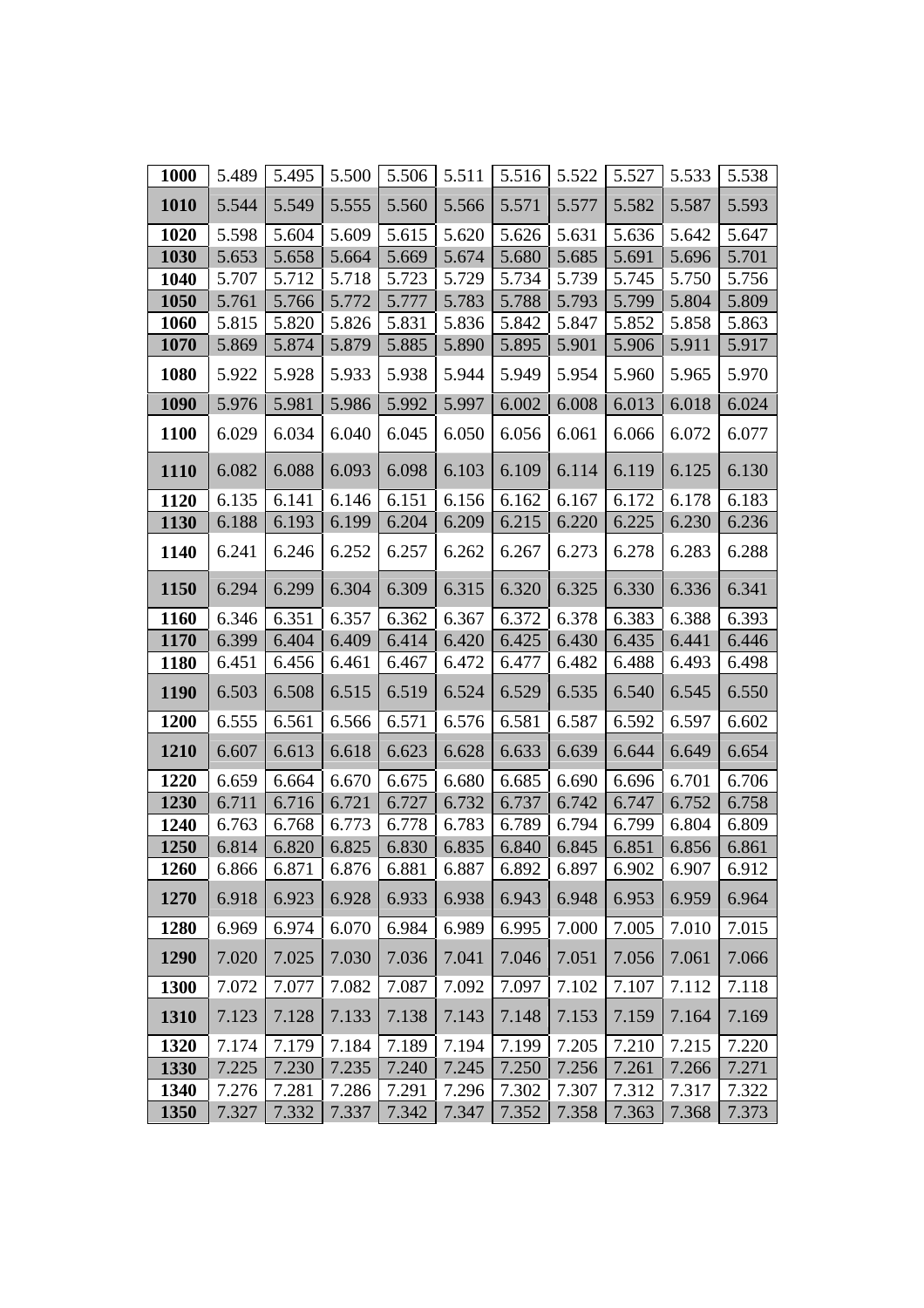| 1000 | 5.489 | 5.495 | 5.500 | 5.506 | 5.511 | 5.516 | 5.522 | 5.527 | 5.533 | 5.538 |
|---|---|---|---|---|---|---|---|---|---|---|
| **1010** | 5.544 | 5.549 | 5.555 | 5.560 | 5.566 | 5.571 | 5.577 | 5.582 | 5.587 | 5.593 |
| **1020** | 5.598 | 5.604 | 5.609 | 5.615 | 5.620 | 5.626 | 5.631 | 5.636 | 5.642 | 5.647 |
| **1030** | 5.653 | 5.658 | 5.664 | 5.669 | 5.674 | 5.680 | 5.685 | 5.691 | 5.696 | 5.701 |
| **1040** | 5.707 | 5.712 | 5.718 | 5.723 | 5.729 | 5.734 | 5.739 | 5.745 | 5.750 | 5.756 |
| **1050** | 5.761 | 5.766 | 5.772 | 5.777 | 5.783 | 5.788 | 5.793 | 5.799 | 5.804 | 5.809 |
| **1060** | 5.815 | 5.820 | 5.826 | 5.831 | 5.836 | 5.842 | 5.847 | 5.852 | 5.858 | 5.863 |
| **1070** | 5.869 | 5.874 | 5.879 | 5.885 | 5.890 | 5.895 | 5.901 | 5.906 | 5.911 | 5.917 |
| **1080** | 5.922 | 5.928 | 5.933 | 5.938 | 5.944 | 5.949 | 5.954 | 5.960 | 5.965 | 5.970 |
| **1090** | 5.976 | 5.981 | 5.986 | 5.992 | 5.997 | 6.002 | 6.008 | 6.013 | 6.018 | 6.024 |
| **1100** | 6.029 | 6.034 | 6.040 | 6.045 | 6.050 | 6.056 | 6.061 | 6.066 | 6.072 | 6.077 |
| **1110** | 6.082 | 6.088 | 6.093 | 6.098 | 6.103 | 6.109 | 6.114 | 6.119 | 6.125 | 6.130 |
| **1120** | 6.135 | 6.141 | 6.146 | 6.151 | 6.156 | 6.162 | 6.167 | 6.172 | 6.178 | 6.183 |
| **1130** | 6.188 | 6.193 | 6.199 | 6.204 | 6.209 | 6.215 | 6.220 | 6.225 | 6.230 | 6.236 |
| **1140** | 6.241 | 6.246 | 6.252 | 6.257 | 6.262 | 6.267 | 6.273 | 6.278 | 6.283 | 6.288 |
| **1150** | 6.294 | 6.299 | 6.304 | 6.309 | 6.315 | 6.320 | 6.325 | 6.330 | 6.336 | 6.341 |
| **1160** | 6.346 | 6.351 | 6.357 | 6.362 | 6.367 | 6.372 | 6.378 | 6.383 | 6.388 | 6.393 |
| **1170** | 6.399 | 6.404 | 6.409 | 6.414 | 6.420 | 6.425 | 6.430 | 6.435 | 6.441 | 6.446 |
| **1180** | 6.451 | 6.456 | 6.461 | 6.467 | 6.472 | 6.477 | 6.482 | 6.488 | 6.493 | 6.498 |
| **1190** | 6.503 | 6.508 | 6.515 | 6.519 | 6.524 | 6.529 | 6.535 | 6.540 | 6.545 | 6.550 |
| **1200** | 6.555 | 6.561 | 6.566 | 6.571 | 6.576 | 6.581 | 6.587 | 6.592 | 6.597 | 6.602 |
| **1210** | 6.607 | 6.613 | 6.618 | 6.623 | 6.628 | 6.633 | 6.639 | 6.644 | 6.649 | 6.654 |
| **1220** | 6.659 | 6.664 | 6.670 | 6.675 | 6.680 | 6.685 | 6.690 | 6.696 | 6.701 | 6.706 |
| **1230** | 6.711 | 6.716 | 6.721 | 6.727 | 6.732 | 6.737 | 6.742 | 6.747 | 6.752 | 6.758 |
| **1240** | 6.763 | 6.768 | 6.773 | 6.778 | 6.783 | 6.789 | 6.794 | 6.799 | 6.804 | 6.809 |
| **1250** | 6.814 | 6.820 | 6.825 | 6.830 | 6.835 | 6.840 | 6.845 | 6.851 | 6.856 | 6.861 |
| **1260** | 6.866 | 6.871 | 6.876 | 6.881 | 6.887 | 6.892 | 6.897 | 6.902 | 6.907 | 6.912 |
| **1270** | 6.918 | 6.923 | 6.928 | 6.933 | 6.938 | 6.943 | 6.948 | 6.953 | 6.959 | 6.964 |
| **1280** | 6.969 | 6.974 | 6.070 | 6.984 | 6.989 | 6.995 | 7.000 | 7.005 | 7.010 | 7.015 |
| **1290** | 7.020 | 7.025 | 7.030 | 7.036 | 7.041 | 7.046 | 7.051 | 7.056 | 7.061 | 7.066 |
| **1300** | 7.072 | 7.077 | 7.082 | 7.087 | 7.092 | 7.097 | 7.102 | 7.107 | 7.112 | 7.118 |
| **1310** | 7.123 | 7.128 | 7.133 | 7.138 | 7.143 | 7.148 | 7.153 | 7.159 | 7.164 | 7.169 |
| **1320** | 7.174 | 7.179 | 7.184 | 7.189 | 7.194 | 7.199 | 7.205 | 7.210 | 7.215 | 7.220 |
| **1330** | 7.225 | 7.230 | 7.235 | 7.240 | 7.245 | 7.250 | 7.256 | 7.261 | 7.266 | 7.271 |
| **1340** | 7.276 | 7.281 | 7.286 | 7.291 | 7.296 | 7.302 | 7.307 | 7.312 | 7.317 | 7.322 |
| **1350** | 7.327 | 7.332 | 7.337 | 7.342 | 7.347 | 7.352 | 7.358 | 7.363 | 7.368 | 7.373 |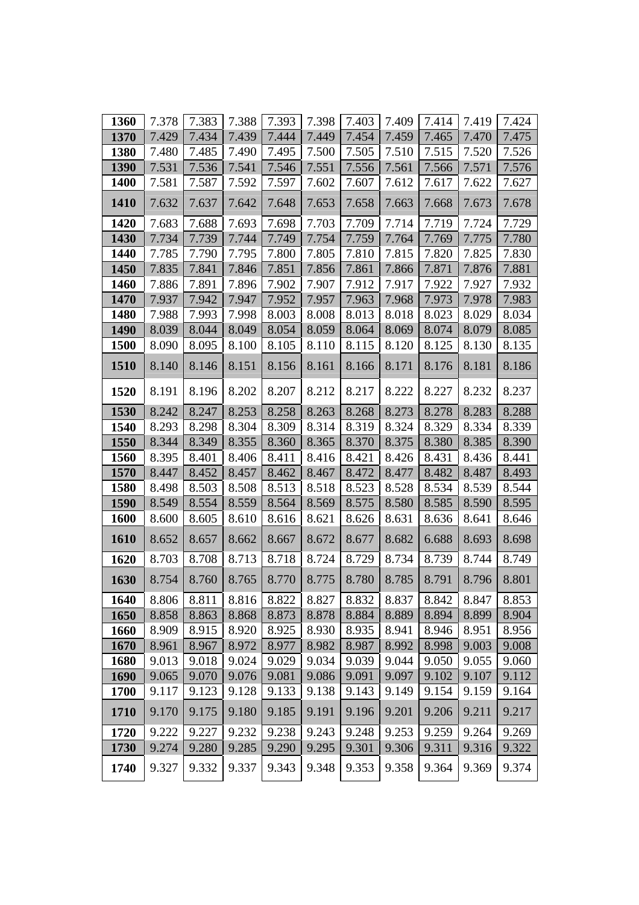| 1360 | 7.378 | 7.383 | 7.388 | 7.393 | 7.398 | 7.403 | 7.409 | 7.414 | 7.419 | 7.424 |
|---|---|---|---|---|---|---|---|---|---|---|
| 1370 | 7.429 | 7.434 | 7.439 | 7.444 | 7.449 | 7.454 | 7.459 | 7.465 | 7.470 | 7.475 |
| 1380 | 7.480 | 7.485 | 7.490 | 7.495 | 7.500 | 7.505 | 7.510 | 7.515 | 7.520 | 7.526 |
| 1390 | 7.531 | 7.536 | 7.541 | 7.546 | 7.551 | 7.556 | 7.561 | 7.566 | 7.571 | 7.576 |
| 1400 | 7.581 | 7.587 | 7.592 | 7.597 | 7.602 | 7.607 | 7.612 | 7.617 | 7.622 | 7.627 |
| 1410 | 7.632 | 7.637 | 7.642 | 7.648 | 7.653 | 7.658 | 7.663 | 7.668 | 7.673 | 7.678 |
| 1420 | 7.683 | 7.688 | 7.693 | 7.698 | 7.703 | 7.709 | 7.714 | 7.719 | 7.724 | 7.729 |
| 1430 | 7.734 | 7.739 | 7.744 | 7.749 | 7.754 | 7.759 | 7.764 | 7.769 | 7.775 | 7.780 |
| 1440 | 7.785 | 7.790 | 7.795 | 7.800 | 7.805 | 7.810 | 7.815 | 7.820 | 7.825 | 7.830 |
| 1450 | 7.835 | 7.841 | 7.846 | 7.851 | 7.856 | 7.861 | 7.866 | 7.871 | 7.876 | 7.881 |
| 1460 | 7.886 | 7.891 | 7.896 | 7.902 | 7.907 | 7.912 | 7.917 | 7.922 | 7.927 | 7.932 |
| 1470 | 7.937 | 7.942 | 7.947 | 7.952 | 7.957 | 7.963 | 7.968 | 7.973 | 7.978 | 7.983 |
| 1480 | 7.988 | 7.993 | 7.998 | 8.003 | 8.008 | 8.013 | 8.018 | 8.023 | 8.029 | 8.034 |
| 1490 | 8.039 | 8.044 | 8.049 | 8.054 | 8.059 | 8.064 | 8.069 | 8.074 | 8.079 | 8.085 |
| 1500 | 8.090 | 8.095 | 8.100 | 8.105 | 8.110 | 8.115 | 8.120 | 8.125 | 8.130 | 8.135 |
| 1510 | 8.140 | 8.146 | 8.151 | 8.156 | 8.161 | 8.166 | 8.171 | 8.176 | 8.181 | 8.186 |
| 1520 | 8.191 | 8.196 | 8.202 | 8.207 | 8.212 | 8.217 | 8.222 | 8.227 | 8.232 | 8.237 |
| 1530 | 8.242 | 8.247 | 8.253 | 8.258 | 8.263 | 8.268 | 8.273 | 8.278 | 8.283 | 8.288 |
| 1540 | 8.293 | 8.298 | 8.304 | 8.309 | 8.314 | 8.319 | 8.324 | 8.329 | 8.334 | 8.339 |
| 1550 | 8.344 | 8.349 | 8.355 | 8.360 | 8.365 | 8.370 | 8.375 | 8.380 | 8.385 | 8.390 |
| 1560 | 8.395 | 8.401 | 8.406 | 8.411 | 8.416 | 8.421 | 8.426 | 8.431 | 8.436 | 8.441 |
| 1570 | 8.447 | 8.452 | 8.457 | 8.462 | 8.467 | 8.472 | 8.477 | 8.482 | 8.487 | 8.493 |
| 1580 | 8.498 | 8.503 | 8.508 | 8.513 | 8.518 | 8.523 | 8.528 | 8.534 | 8.539 | 8.544 |
| 1590 | 8.549 | 8.554 | 8.559 | 8.564 | 8.569 | 8.575 | 8.580 | 8.585 | 8.590 | 8.595 |
| 1600 | 8.600 | 8.605 | 8.610 | 8.616 | 8.621 | 8.626 | 8.631 | 8.636 | 8.641 | 8.646 |
| 1610 | 8.652 | 8.657 | 8.662 | 8.667 | 8.672 | 8.677 | 8.682 | 6.688 | 8.693 | 8.698 |
| 1620 | 8.703 | 8.708 | 8.713 | 8.718 | 8.724 | 8.729 | 8.734 | 8.739 | 8.744 | 8.749 |
| 1630 | 8.754 | 8.760 | 8.765 | 8.770 | 8.775 | 8.780 | 8.785 | 8.791 | 8.796 | 8.801 |
| 1640 | 8.806 | 8.811 | 8.816 | 8.822 | 8.827 | 8.832 | 8.837 | 8.842 | 8.847 | 8.853 |
| 1650 | 8.858 | 8.863 | 8.868 | 8.873 | 8.878 | 8.884 | 8.889 | 8.894 | 8.899 | 8.904 |
| 1660 | 8.909 | 8.915 | 8.920 | 8.925 | 8.930 | 8.935 | 8.941 | 8.946 | 8.951 | 8.956 |
| 1670 | 8.961 | 8.967 | 8.972 | 8.977 | 8.982 | 8.987 | 8.992 | 8.998 | 9.003 | 9.008 |
| 1680 | 9.013 | 9.018 | 9.024 | 9.029 | 9.034 | 9.039 | 9.044 | 9.050 | 9.055 | 9.060 |
| 1690 | 9.065 | 9.070 | 9.076 | 9.081 | 9.086 | 9.091 | 9.097 | 9.102 | 9.107 | 9.112 |
| 1700 | 9.117 | 9.123 | 9.128 | 9.133 | 9.138 | 9.143 | 9.149 | 9.154 | 9.159 | 9.164 |
| 1710 | 9.170 | 9.175 | 9.180 | 9.185 | 9.191 | 9.196 | 9.201 | 9.206 | 9.211 | 9.217 |
| 1720 | 9.222 | 9.227 | 9.232 | 9.238 | 9.243 | 9.248 | 9.253 | 9.259 | 9.264 | 9.269 |
| 1730 | 9.274 | 9.280 | 9.285 | 9.290 | 9.295 | 9.301 | 9.306 | 9.311 | 9.316 | 9.322 |
| 1740 | 9.327 | 9.332 | 9.337 | 9.343 | 9.348 | 9.353 | 9.358 | 9.364 | 9.369 | 9.374 |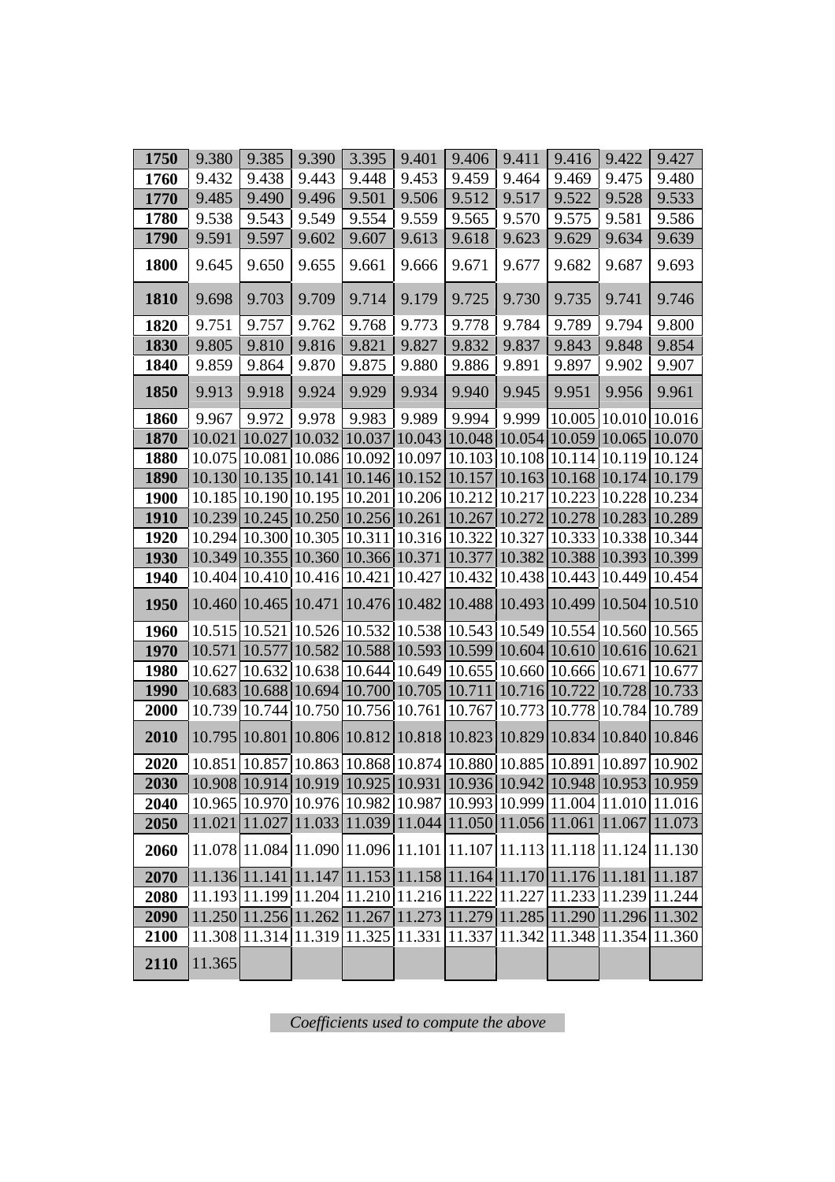| 1750 | 9.380 | 9.385 | 9.390 | 3.395 | 9.401 | 9.406 | 9.411 | 9.416 | 9.422 | 9.427 |
|---|---|---|---|---|---|---|---|---|---|---|
| 1760 | 9.432 | 9.438 | 9.443 | 9.448 | 9.453 | 9.459 | 9.464 | 9.469 | 9.475 | 9.480 |
| 1770 | 9.485 | 9.490 | 9.496 | 9.501 | 9.506 | 9.512 | 9.517 | 9.522 | 9.528 | 9.533 |
| 1780 | 9.538 | 9.543 | 9.549 | 9.554 | 9.559 | 9.565 | 9.570 | 9.575 | 9.581 | 9.586 |
| 1790 | 9.591 | 9.597 | 9.602 | 9.607 | 9.613 | 9.618 | 9.623 | 9.629 | 9.634 | 9.639 |
| 1800 | 9.645 | 9.650 | 9.655 | 9.661 | 9.666 | 9.671 | 9.677 | 9.682 | 9.687 | 9.693 |
| 1810 | 9.698 | 9.703 | 9.709 | 9.714 | 9.179 | 9.725 | 9.730 | 9.735 | 9.741 | 9.746 |
| 1820 | 9.751 | 9.757 | 9.762 | 9.768 | 9.773 | 9.778 | 9.784 | 9.789 | 9.794 | 9.800 |
| 1830 | 9.805 | 9.810 | 9.816 | 9.821 | 9.827 | 9.832 | 9.837 | 9.843 | 9.848 | 9.854 |
| 1840 | 9.859 | 9.864 | 9.870 | 9.875 | 9.880 | 9.886 | 9.891 | 9.897 | 9.902 | 9.907 |
| 1850 | 9.913 | 9.918 | 9.924 | 9.929 | 9.934 | 9.940 | 9.945 | 9.951 | 9.956 | 9.961 |
| 1860 | 9.967 | 9.972 | 9.978 | 9.983 | 9.989 | 9.994 | 9.999 | 10.005 | 10.010 | 10.016 |
| 1870 | 10.021 | 10.027 | 10.032 | 10.037 | 10.043 | 10.048 | 10.054 | 10.059 | 10.065 | 10.070 |
| 1880 | 10.075 | 10.081 | 10.086 | 10.092 | 10.097 | 10.103 | 10.108 | 10.114 | 10.119 | 10.124 |
| 1890 | 10.130 | 10.135 | 10.141 | 10.146 | 10.152 | 10.157 | 10.163 | 10.168 | 10.174 | 10.179 |
| 1900 | 10.185 | 10.190 | 10.195 | 10.201 | 10.206 | 10.212 | 10.217 | 10.223 | 10.228 | 10.234 |
| 1910 | 10.239 | 10.245 | 10.250 | 10.256 | 10.261 | 10.267 | 10.272 | 10.278 | 10.283 | 10.289 |
| 1920 | 10.294 | 10.300 | 10.305 | 10.311 | 10.316 | 10.322 | 10.327 | 10.333 | 10.338 | 10.344 |
| 1930 | 10.349 | 10.355 | 10.360 | 10.366 | 10.371 | 10.377 | 10.382 | 10.388 | 10.393 | 10.399 |
| 1940 | 10.404 | 10.410 | 10.416 | 10.421 | 10.427 | 10.432 | 10.438 | 10.443 | 10.449 | 10.454 |
| 1950 | 10.460 | 10.465 | 10.471 | 10.476 | 10.482 | 10.488 | 10.493 | 10.499 | 10.504 | 10.510 |
| 1960 | 10.515 | 10.521 | 10.526 | 10.532 | 10.538 | 10.543 | 10.549 | 10.554 | 10.560 | 10.565 |
| 1970 | 10.571 | 10.577 | 10.582 | 10.588 | 10.593 | 10.599 | 10.604 | 10.610 | 10.616 | 10.621 |
| 1980 | 10.627 | 10.632 | 10.638 | 10.644 | 10.649 | 10.655 | 10.660 | 10.666 | 10.671 | 10.677 |
| 1990 | 10.683 | 10.688 | 10.694 | 10.700 | 10.705 | 10.711 | 10.716 | 10.722 | 10.728 | 10.733 |
| 2000 | 10.739 | 10.744 | 10.750 | 10.756 | 10.761 | 10.767 | 10.773 | 10.778 | 10.784 | 10.789 |
| 2010 | 10.795 | 10.801 | 10.806 | 10.812 | 10.818 | 10.823 | 10.829 | 10.834 | 10.840 | 10.846 |
| 2020 | 10.851 | 10.857 | 10.863 | 10.868 | 10.874 | 10.880 | 10.885 | 10.891 | 10.897 | 10.902 |
| 2030 | 10.908 | 10.914 | 10.919 | 10.925 | 10.931 | 10.936 | 10.942 | 10.948 | 10.953 | 10.959 |
| 2040 | 10.965 | 10.970 | 10.976 | 10.982 | 10.987 | 10.993 | 10.999 | 11.004 | 11.010 | 11.016 |
| 2050 | 11.021 | 11.027 | 11.033 | 11.039 | 11.044 | 11.050 | 11.056 | 11.061 | 11.067 | 11.073 |
| 2060 | 11.078 | 11.084 | 11.090 | 11.096 | 11.101 | 11.107 | 11.113 | 11.118 | 11.124 | 11.130 |
| 2070 | 11.136 | 11.141 | 11.147 | 11.153 | 11.158 | 11.164 | 11.170 | 11.176 | 11.181 | 11.187 |
| 2080 | 11.193 | 11.199 | 11.204 | 11.210 | 11.216 | 11.222 | 11.227 | 11.233 | 11.239 | 11.244 |
| 2090 | 11.250 | 11.256 | 11.262 | 11.267 | 11.273 | 11.279 | 11.285 | 11.290 | 11.296 | 11.302 |
| 2100 | 11.308 | 11.314 | 11.319 | 11.325 | 11.331 | 11.337 | 11.342 | 11.348 | 11.354 | 11.360 |
| 2110 | 11.365 | | | | | | | | | |

*Coefficients used to compute the above*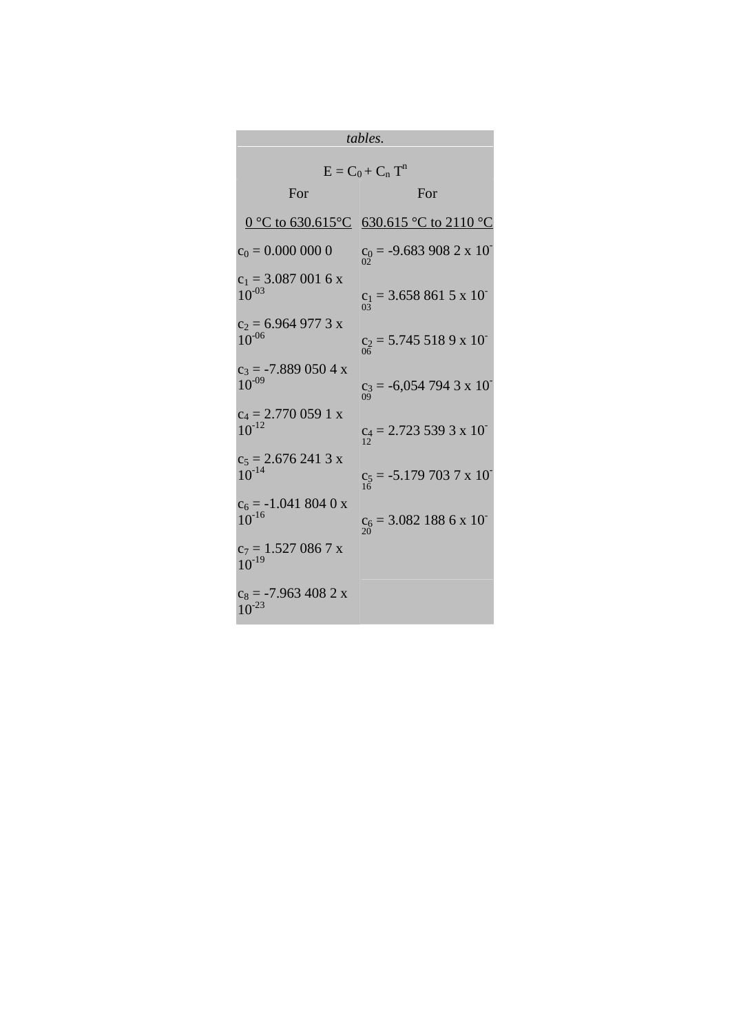*tables.*

$$E = C_0 + C_n T^n$$

| For | For |
|---|---|
| 0 °C to 630.615°C | 630.615 °C to 2110 °C |
| $c_0 = 0.000\ 000\ 0$ | $c_0 = -9.683\ 908\ 2 \times 10^{-02}$ |
| $c_1 = 3.087\ 001\ 6 \times 10^{-03}$ | $c_1 = 3.658\ 861\ 5 \times 10^{-03}$ |
| $c_2 = 6.964\ 977\ 3 \times 10^{-06}$ | $c_2 = 5.745\ 518\ 9 \times 10^{-06}$ |
| $c_3 = -7.889\ 050\ 4 \times 10^{-09}$ | $c_3 = -6{,}054\ 794\ 3 \times 10^{-09}$ |
| $c_4 = 2.770\ 059\ 1 \times 10^{-12}$ | $c_4 = 2.723\ 539\ 3 \times 10^{-12}$ |
| $c_5 = 2.676\ 241\ 3 \times 10^{-14}$ | $c_5 = -5.179\ 703\ 7 \times 10^{-16}$ |
| $c_6 = -1.041\ 804\ 0 \times 10^{-16}$ | $c_6 = 3.082\ 188\ 6 \times 10^{-20}$ |
| $c_7 = 1.527\ 086\ 7 \times 10^{-19}$ | |
| $c_8 = -7.963\ 408\ 2 \times 10^{-23}$ | |